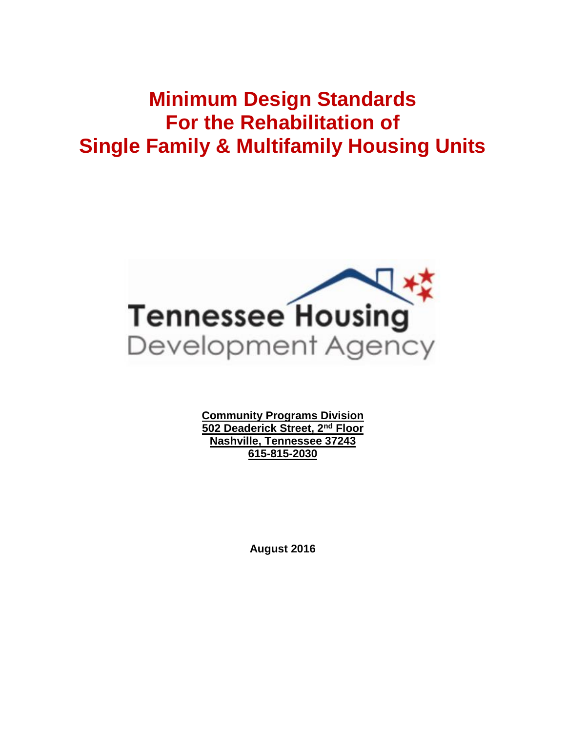# Minimum Design Standards For the Rehabilitation of Single Family & Multifamily Housing Units

Tennessee Housing Development Agency

**Community Programs Division**
**502 Deaderick Street, 2nd Floor**
**Nashville, Tennessee 37243**
**615-815-2030**

**August 2016**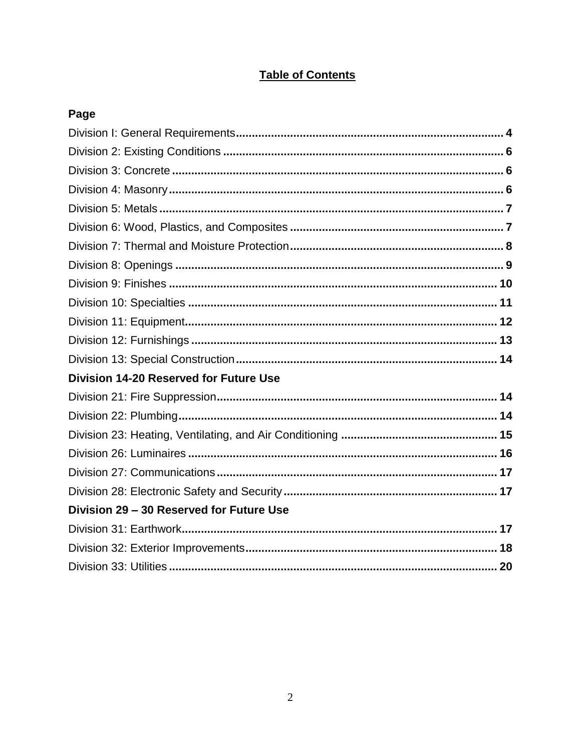# Table of Contents

**Page**

Division I: General Requirements.................................................................................... 4
Division 2: Existing Conditions ........................................................................................ 6
Division 3: Concrete ........................................................................................................ 6
Division 4: Masonry ......................................................................................................... 6
Division 5: Metals ............................................................................................................ 7
Division 6: Wood, Plastics, and Composites ................................................................... 7
Division 7: Thermal and Moisture Protection ................................................................... 8
Division 8: Openings ....................................................................................................... 9
Division 9: Finishes ....................................................................................................... 10
Division 10: Specialties ................................................................................................. 11
Division 11: Equipment.................................................................................................. 12
Division 12: Furnishings ................................................................................................ 13
Division 13: Special Construction .................................................................................. 14

**Division 14-20 Reserved for Future Use**

Division 21: Fire Suppression........................................................................................ 14
Division 22: Plumbing.................................................................................................... 14
Division 23: Heating, Ventilating, and Air Conditioning ................................................. 15
Division 26: Luminaires ................................................................................................. 16
Division 27: Communications ........................................................................................ 17
Division 28: Electronic Safety and Security ................................................................... 17

**Division 29 – 30 Reserved for Future Use**

Division 31: Earthwork................................................................................................... 17
Division 32: Exterior Improvements............................................................................... 18
Division 33: Utilities ....................................................................................................... 20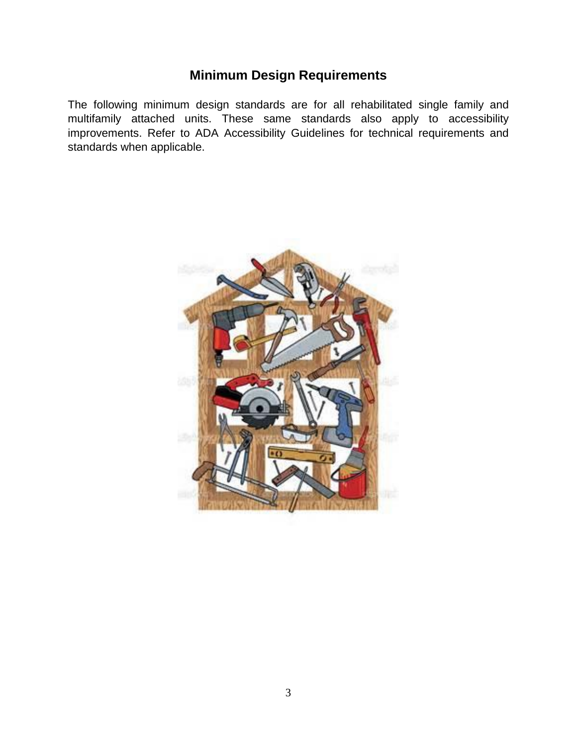## Minimum Design Requirements

The following minimum design standards are for all rehabilitated single family and multifamily attached units. These same standards also apply to accessibility improvements. Refer to ADA Accessibility Guidelines for technical requirements and standards when applicable.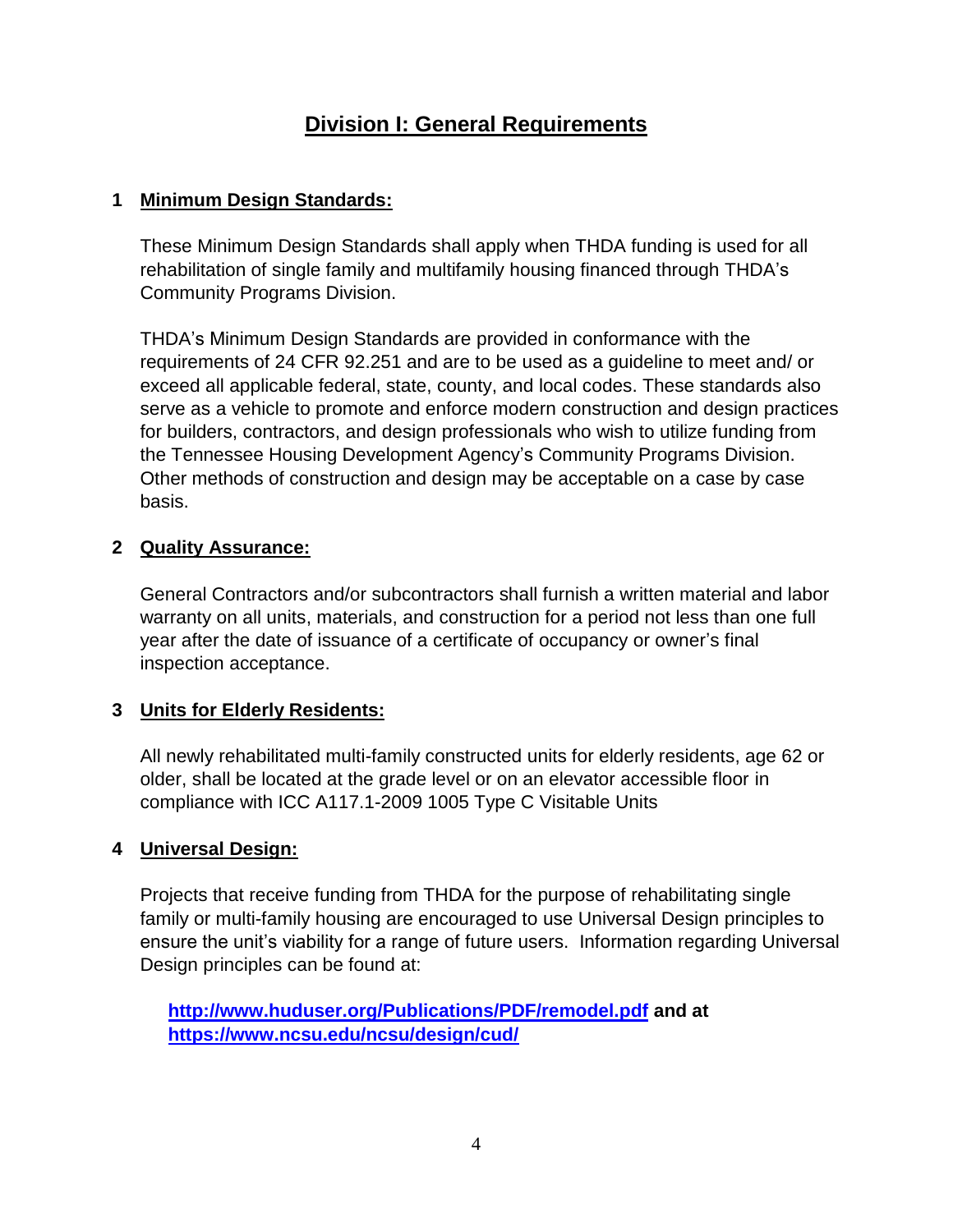# Division I: General Requirements

## 1 Minimum Design Standards:

These Minimum Design Standards shall apply when THDA funding is used for all rehabilitation of single family and multifamily housing financed through THDA's Community Programs Division.

THDA's Minimum Design Standards are provided in conformance with the requirements of 24 CFR 92.251 and are to be used as a guideline to meet and/ or exceed all applicable federal, state, county, and local codes. These standards also serve as a vehicle to promote and enforce modern construction and design practices for builders, contractors, and design professionals who wish to utilize funding from the Tennessee Housing Development Agency's Community Programs Division. Other methods of construction and design may be acceptable on a case by case basis.

## 2 Quality Assurance:

General Contractors and/or subcontractors shall furnish a written material and labor warranty on all units, materials, and construction for a period not less than one full year after the date of issuance of a certificate of occupancy or owner's final inspection acceptance.

## 3 Units for Elderly Residents:

All newly rehabilitated multi-family constructed units for elderly residents, age 62 or older, shall be located at the grade level or on an elevator accessible floor in compliance with ICC A117.1-2009 1005 Type C Visitable Units

## 4 Universal Design:

Projects that receive funding from THDA for the purpose of rehabilitating single family or multi-family housing are encouraged to use Universal Design principles to ensure the unit's viability for a range of future users. Information regarding Universal Design principles can be found at:

**http://www.huduser.org/Publications/PDF/remodel.pdf and at https://www.ncsu.edu/ncsu/design/cud/**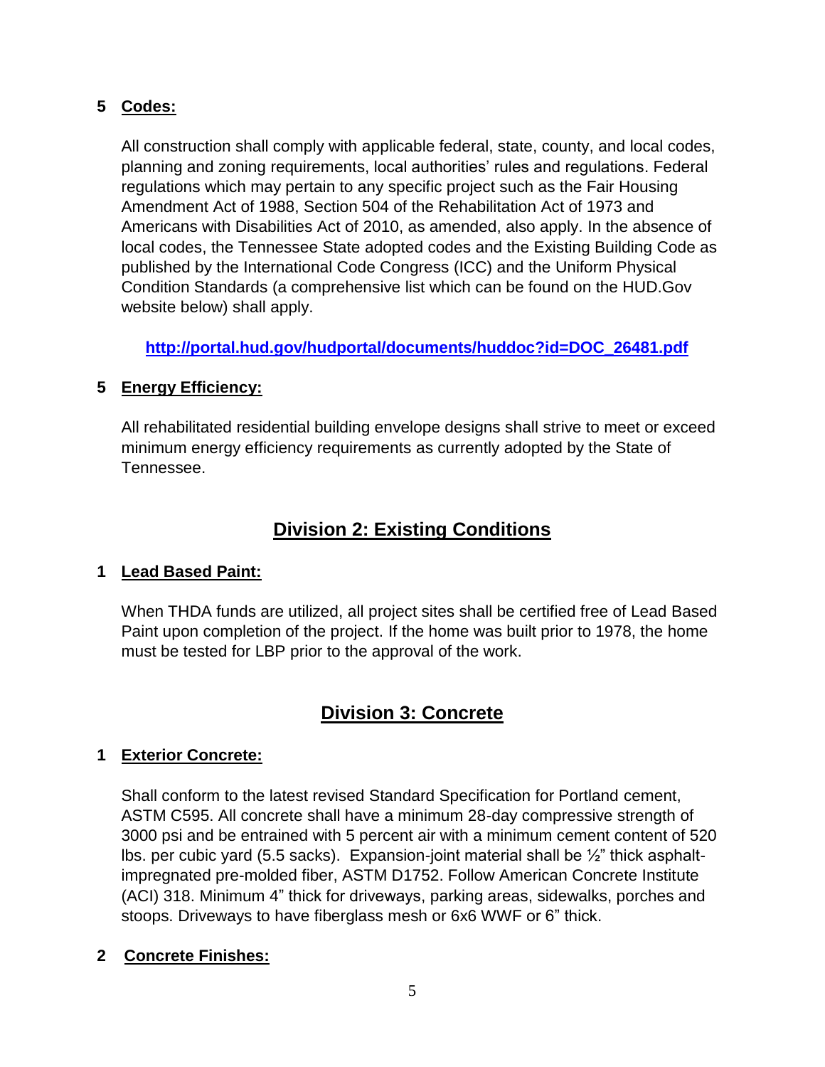**5 Codes:**

All construction shall comply with applicable federal, state, county, and local codes, planning and zoning requirements, local authorities' rules and regulations. Federal regulations which may pertain to any specific project such as the Fair Housing Amendment Act of 1988, Section 504 of the Rehabilitation Act of 1973 and Americans with Disabilities Act of 2010, as amended, also apply. In the absence of local codes, the Tennessee State adopted codes and the Existing Building Code as published by the International Code Congress (ICC) and the Uniform Physical Condition Standards (a comprehensive list which can be found on the HUD.Gov website below) shall apply.

[http://portal.hud.gov/hudportal/documents/huddoc?id=DOC_26481.pdf](http://portal.hud.gov/hudportal/documents/huddoc?id=DOC_26481.pdf)

**5 Energy Efficiency:**

All rehabilitated residential building envelope designs shall strive to meet or exceed minimum energy efficiency requirements as currently adopted by the State of Tennessee.

## Division 2: Existing Conditions

**1 Lead Based Paint:**

When THDA funds are utilized, all project sites shall be certified free of Lead Based Paint upon completion of the project. If the home was built prior to 1978, the home must be tested for LBP prior to the approval of the work.

## Division 3: Concrete

**1 Exterior Concrete:**

Shall conform to the latest revised Standard Specification for Portland cement, ASTM C595. All concrete shall have a minimum 28-day compressive strength of 3000 psi and be entrained with 5 percent air with a minimum cement content of 520 lbs. per cubic yard (5.5 sacks). Expansion-joint material shall be ½" thick asphalt-impregnated pre-molded fiber, ASTM D1752. Follow American Concrete Institute (ACI) 318. Minimum 4" thick for driveways, parking areas, sidewalks, porches and stoops. Driveways to have fiberglass mesh or 6x6 WWF or 6" thick.

**2 Concrete Finishes:**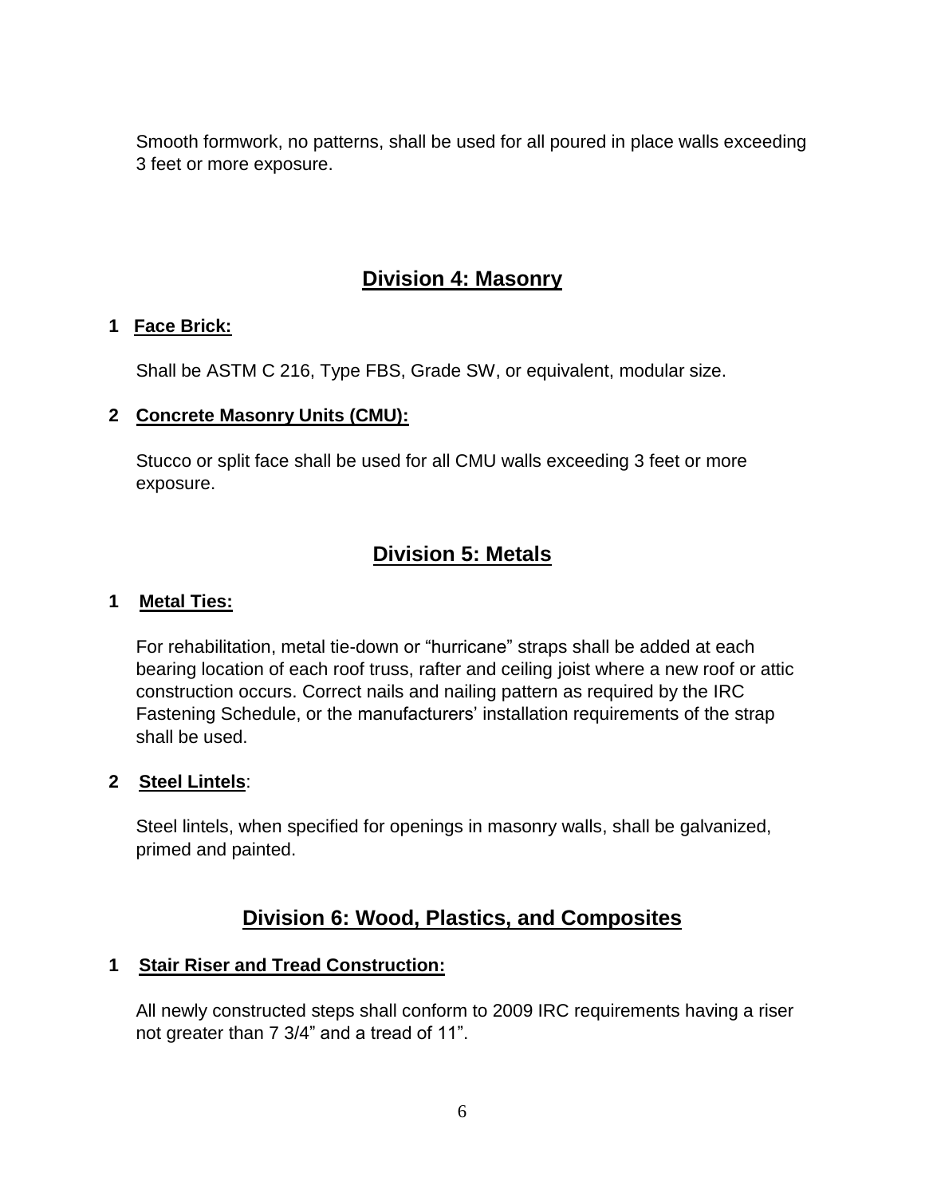Smooth formwork, no patterns, shall be used for all poured in place walls exceeding 3 feet or more exposure.

## Division 4: Masonry

### 1 Face Brick:

Shall be ASTM C 216, Type FBS, Grade SW, or equivalent, modular size.

### 2 Concrete Masonry Units (CMU):

Stucco or split face shall be used for all CMU walls exceeding 3 feet or more exposure.

## Division 5: Metals

### 1 Metal Ties:

For rehabilitation, metal tie-down or "hurricane" straps shall be added at each bearing location of each roof truss, rafter and ceiling joist where a new roof or attic construction occurs. Correct nails and nailing pattern as required by the IRC Fastening Schedule, or the manufacturers' installation requirements of the strap shall be used.

### 2 Steel Lintels:

Steel lintels, when specified for openings in masonry walls, shall be galvanized, primed and painted.

## Division 6: Wood, Plastics, and Composites

### 1 Stair Riser and Tread Construction:

All newly constructed steps shall conform to 2009 IRC requirements having a riser not greater than 7 3/4" and a tread of 11".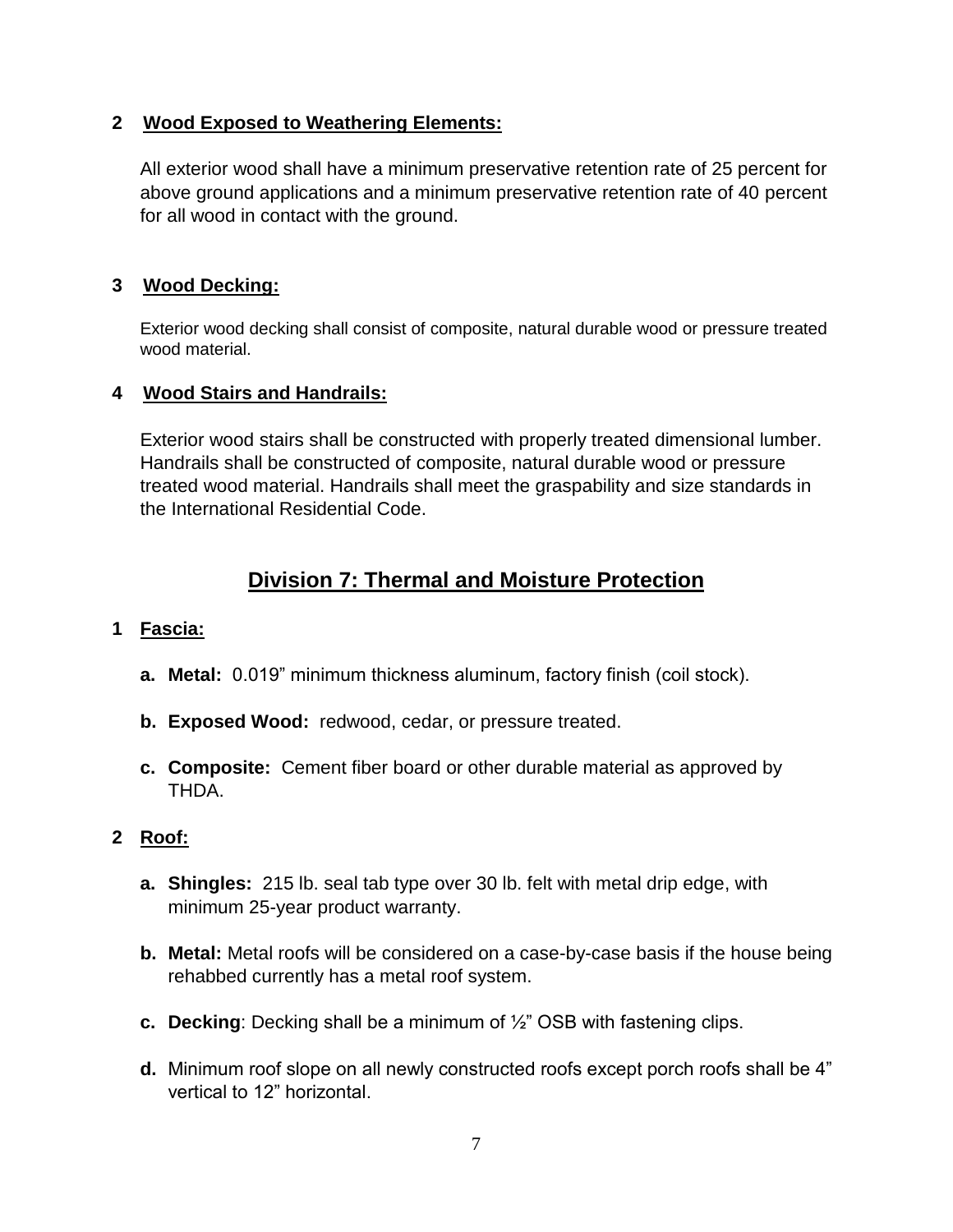**2 Wood Exposed to Weathering Elements:**

All exterior wood shall have a minimum preservative retention rate of 25 percent for above ground applications and a minimum preservative retention rate of 40 percent for all wood in contact with the ground.

**3 Wood Decking:**

Exterior wood decking shall consist of composite, natural durable wood or pressure treated wood material.

**4 Wood Stairs and Handrails:**

Exterior wood stairs shall be constructed with properly treated dimensional lumber. Handrails shall be constructed of composite, natural durable wood or pressure treated wood material. Handrails shall meet the graspability and size standards in the International Residential Code.

## Division 7: Thermal and Moisture Protection

**1 Fascia:**

- **a. Metal:** 0.019” minimum thickness aluminum, factory finish (coil stock).
- **b. Exposed Wood:** redwood, cedar, or pressure treated.
- **c. Composite:** Cement fiber board or other durable material as approved by THDA.

**2 Roof:**

- **a. Shingles:** 215 lb. seal tab type over 30 lb. felt with metal drip edge, with minimum 25-year product warranty.
- **b. Metal:** Metal roofs will be considered on a case-by-case basis if the house being rehabbed currently has a metal roof system.
- **c. Decking**: Decking shall be a minimum of ½” OSB with fastening clips.
- **d.** Minimum roof slope on all newly constructed roofs except porch roofs shall be 4” vertical to 12” horizontal.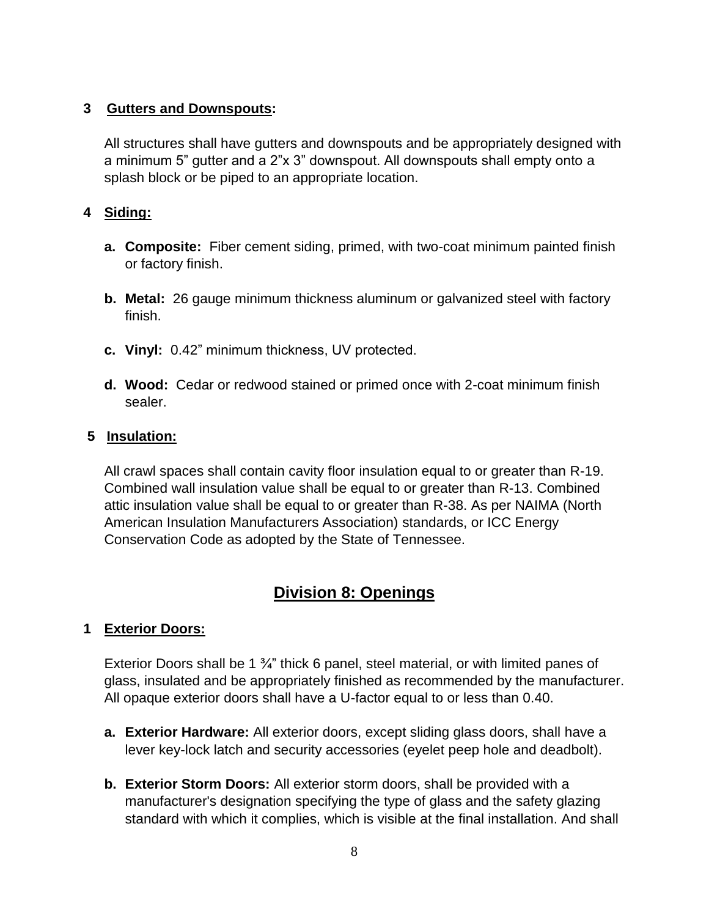**3 Gutters and Downspouts:**

All structures shall have gutters and downspouts and be appropriately designed with a minimum 5” gutter and a 2”x 3” downspout. All downspouts shall empty onto a splash block or be piped to an appropriate location.

**4 Siding:**

- **a. Composite:** Fiber cement siding, primed, with two-coat minimum painted finish or factory finish.
- **b. Metal:** 26 gauge minimum thickness aluminum or galvanized steel with factory finish.
- **c. Vinyl:** 0.42” minimum thickness, UV protected.
- **d. Wood:** Cedar or redwood stained or primed once with 2-coat minimum finish sealer.

**5 Insulation:**

All crawl spaces shall contain cavity floor insulation equal to or greater than R-19. Combined wall insulation value shall be equal to or greater than R-13. Combined attic insulation value shall be equal to or greater than R-38. As per NAIMA (North American Insulation Manufacturers Association) standards, or ICC Energy Conservation Code as adopted by the State of Tennessee.

## Division 8: Openings

**1 Exterior Doors:**

Exterior Doors shall be 1 ¾” thick 6 panel, steel material, or with limited panes of glass, insulated and be appropriately finished as recommended by the manufacturer. All opaque exterior doors shall have a U-factor equal to or less than 0.40.

- **a. Exterior Hardware:** All exterior doors, except sliding glass doors, shall have a lever key-lock latch and security accessories (eyelet peep hole and deadbolt).
- **b. Exterior Storm Doors:** All exterior storm doors, shall be provided with a manufacturer's designation specifying the type of glass and the safety glazing standard with which it complies, which is visible at the final installation. And shall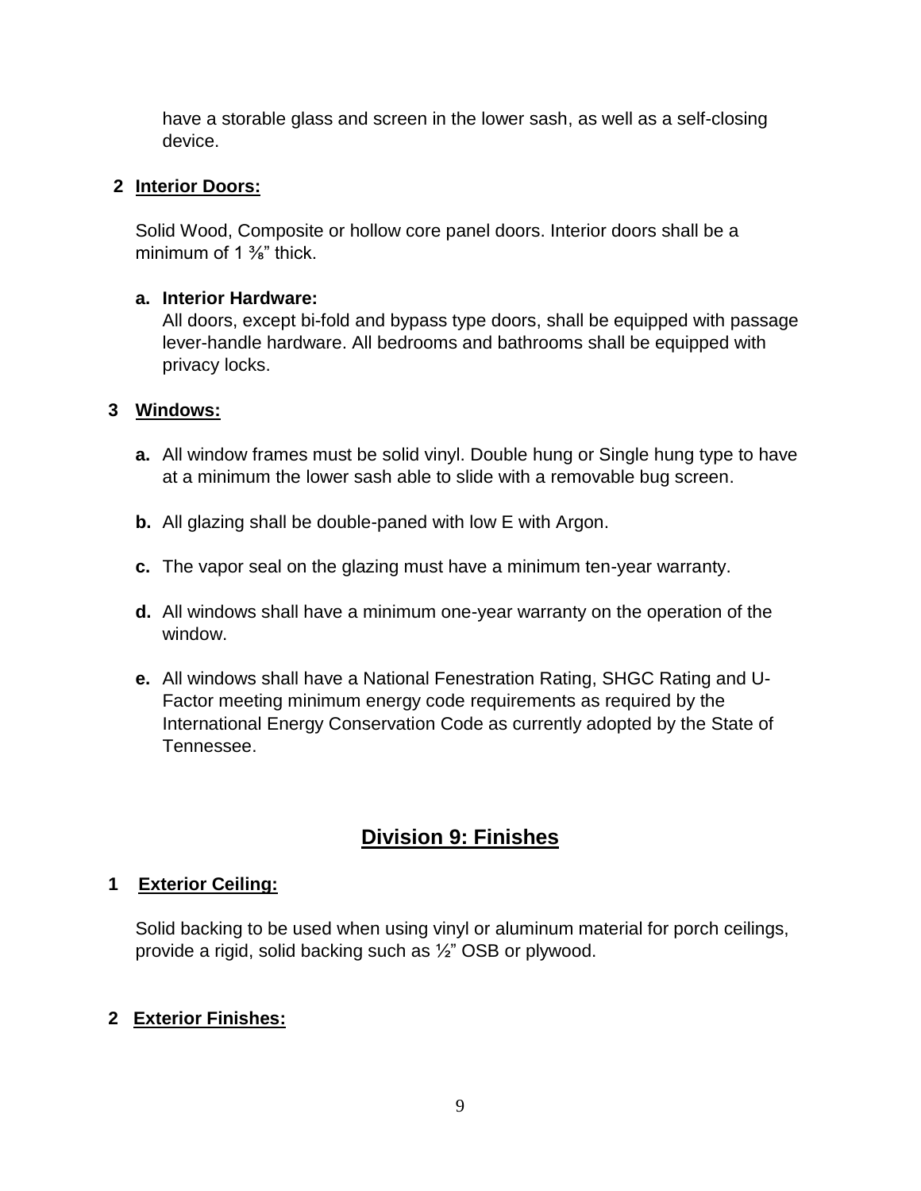have a storable glass and screen in the lower sash, as well as a self-closing device.

**2 Interior Doors:**

Solid Wood, Composite or hollow core panel doors. Interior doors shall be a minimum of 1 ⅜" thick.

**a. Interior Hardware:**
All doors, except bi-fold and bypass type doors, shall be equipped with passage lever-handle hardware. All bedrooms and bathrooms shall be equipped with privacy locks.

**3 Windows:**

**a.** All window frames must be solid vinyl. Double hung or Single hung type to have at a minimum the lower sash able to slide with a removable bug screen.

**b.** All glazing shall be double-paned with low E with Argon.

**c.** The vapor seal on the glazing must have a minimum ten-year warranty.

**d.** All windows shall have a minimum one-year warranty on the operation of the window.

**e.** All windows shall have a National Fenestration Rating, SHGC Rating and U-Factor meeting minimum energy code requirements as required by the International Energy Conservation Code as currently adopted by the State of Tennessee.

## Division 9: Finishes

**1 Exterior Ceiling:**

Solid backing to be used when using vinyl or aluminum material for porch ceilings, provide a rigid, solid backing such as ½" OSB or plywood.

**2 Exterior Finishes:**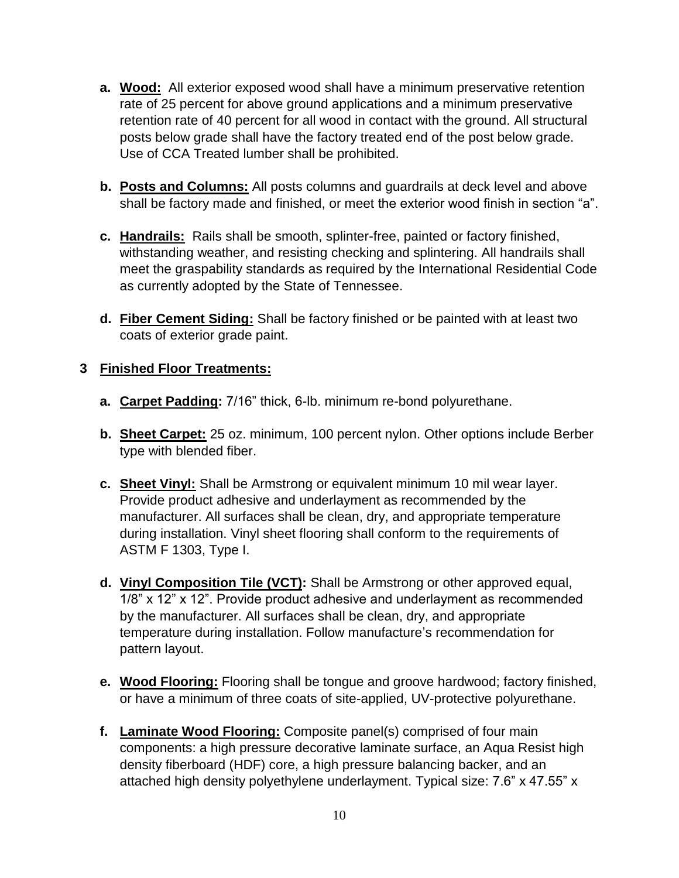a. **Wood:** All exterior exposed wood shall have a minimum preservative retention rate of 25 percent for above ground applications and a minimum preservative retention rate of 40 percent for all wood in contact with the ground. All structural posts below grade shall have the factory treated end of the post below grade. Use of CCA Treated lumber shall be prohibited.

b. **Posts and Columns:** All posts columns and guardrails at deck level and above shall be factory made and finished, or meet the exterior wood finish in section "a".

c. **Handrails:** Rails shall be smooth, splinter-free, painted or factory finished, withstanding weather, and resisting checking and splintering. All handrails shall meet the graspability standards as required by the International Residential Code as currently adopted by the State of Tennessee.

d. **Fiber Cement Siding:** Shall be factory finished or be painted with at least two coats of exterior grade paint.

## 3 Finished Floor Treatments:

a. **Carpet Padding:** 7/16" thick, 6-lb. minimum re-bond polyurethane.

b. **Sheet Carpet:** 25 oz. minimum, 100 percent nylon. Other options include Berber type with blended fiber.

c. **Sheet Vinyl:** Shall be Armstrong or equivalent minimum 10 mil wear layer. Provide product adhesive and underlayment as recommended by the manufacturer. All surfaces shall be clean, dry, and appropriate temperature during installation. Vinyl sheet flooring shall conform to the requirements of ASTM F 1303, Type I.

d. **Vinyl Composition Tile (VCT):** Shall be Armstrong or other approved equal, 1/8" x 12" x 12". Provide product adhesive and underlayment as recommended by the manufacturer. All surfaces shall be clean, dry, and appropriate temperature during installation. Follow manufacture's recommendation for pattern layout.

e. **Wood Flooring:** Flooring shall be tongue and groove hardwood; factory finished, or have a minimum of three coats of site-applied, UV-protective polyurethane.

f. **Laminate Wood Flooring:** Composite panel(s) comprised of four main components: a high pressure decorative laminate surface, an Aqua Resist high density fiberboard (HDF) core, a high pressure balancing backer, and an attached high density polyethylene underlayment. Typical size: 7.6" x 47.55" x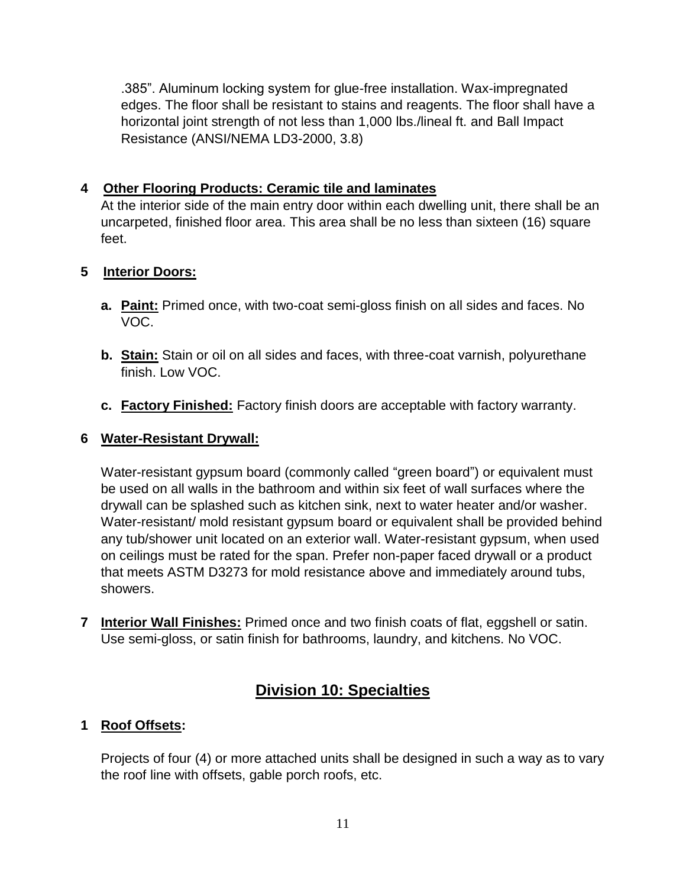.385”. Aluminum locking system for glue-free installation. Wax-impregnated edges. The floor shall be resistant to stains and reagents. The floor shall have a horizontal joint strength of not less than 1,000 lbs./lineal ft. and Ball Impact Resistance (ANSI/NEMA LD3-2000, 3.8)

**4 Other Flooring Products: Ceramic tile and laminates**

At the interior side of the main entry door within each dwelling unit, there shall be an uncarpeted, finished floor area. This area shall be no less than sixteen (16) square feet.

**5 Interior Doors:**

- **a. Paint:** Primed once, with two-coat semi-gloss finish on all sides and faces. No VOC.
- **b. Stain:** Stain or oil on all sides and faces, with three-coat varnish, polyurethane finish. Low VOC.
- **c. Factory Finished:** Factory finish doors are acceptable with factory warranty.

**6 Water-Resistant Drywall:**

Water-resistant gypsum board (commonly called “green board”) or equivalent must be used on all walls in the bathroom and within six feet of wall surfaces where the drywall can be splashed such as kitchen sink, next to water heater and/or washer. Water-resistant/ mold resistant gypsum board or equivalent shall be provided behind any tub/shower unit located on an exterior wall. Water-resistant gypsum, when used on ceilings must be rated for the span. Prefer non-paper faced drywall or a product that meets ASTM D3273 for mold resistance above and immediately around tubs, showers.

**7 Interior Wall Finishes:** Primed once and two finish coats of flat, eggshell or satin. Use semi-gloss, or satin finish for bathrooms, laundry, and kitchens. No VOC.

## Division 10: Specialties

**1 Roof Offsets:**

Projects of four (4) or more attached units shall be designed in such a way as to vary the roof line with offsets, gable porch roofs, etc.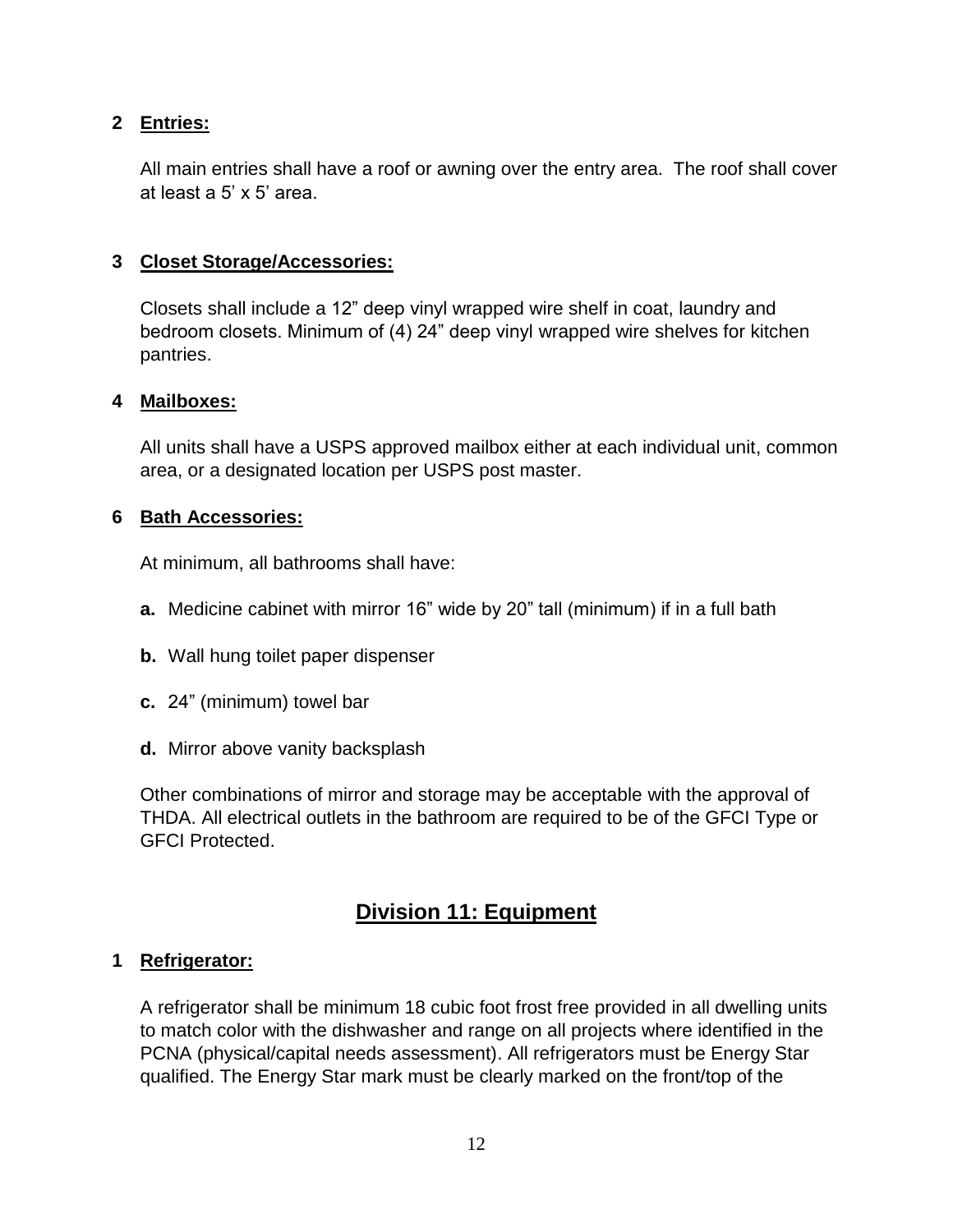### 2 Entries:

All main entries shall have a roof or awning over the entry area. The roof shall cover at least a 5' x 5' area.

### 3 Closet Storage/Accessories:

Closets shall include a 12" deep vinyl wrapped wire shelf in coat, laundry and bedroom closets. Minimum of (4) 24" deep vinyl wrapped wire shelves for kitchen pantries.

### 4 Mailboxes:

All units shall have a USPS approved mailbox either at each individual unit, common area, or a designated location per USPS post master.

### 6 Bath Accessories:

At minimum, all bathrooms shall have:

**a.** Medicine cabinet with mirror 16" wide by 20" tall (minimum) if in a full bath

**b.** Wall hung toilet paper dispenser

**c.** 24" (minimum) towel bar

**d.** Mirror above vanity backsplash

Other combinations of mirror and storage may be acceptable with the approval of THDA. All electrical outlets in the bathroom are required to be of the GFCI Type or GFCI Protected.

## Division 11: Equipment

### 1 Refrigerator:

A refrigerator shall be minimum 18 cubic foot frost free provided in all dwelling units to match color with the dishwasher and range on all projects where identified in the PCNA (physical/capital needs assessment). All refrigerators must be Energy Star qualified. The Energy Star mark must be clearly marked on the front/top of the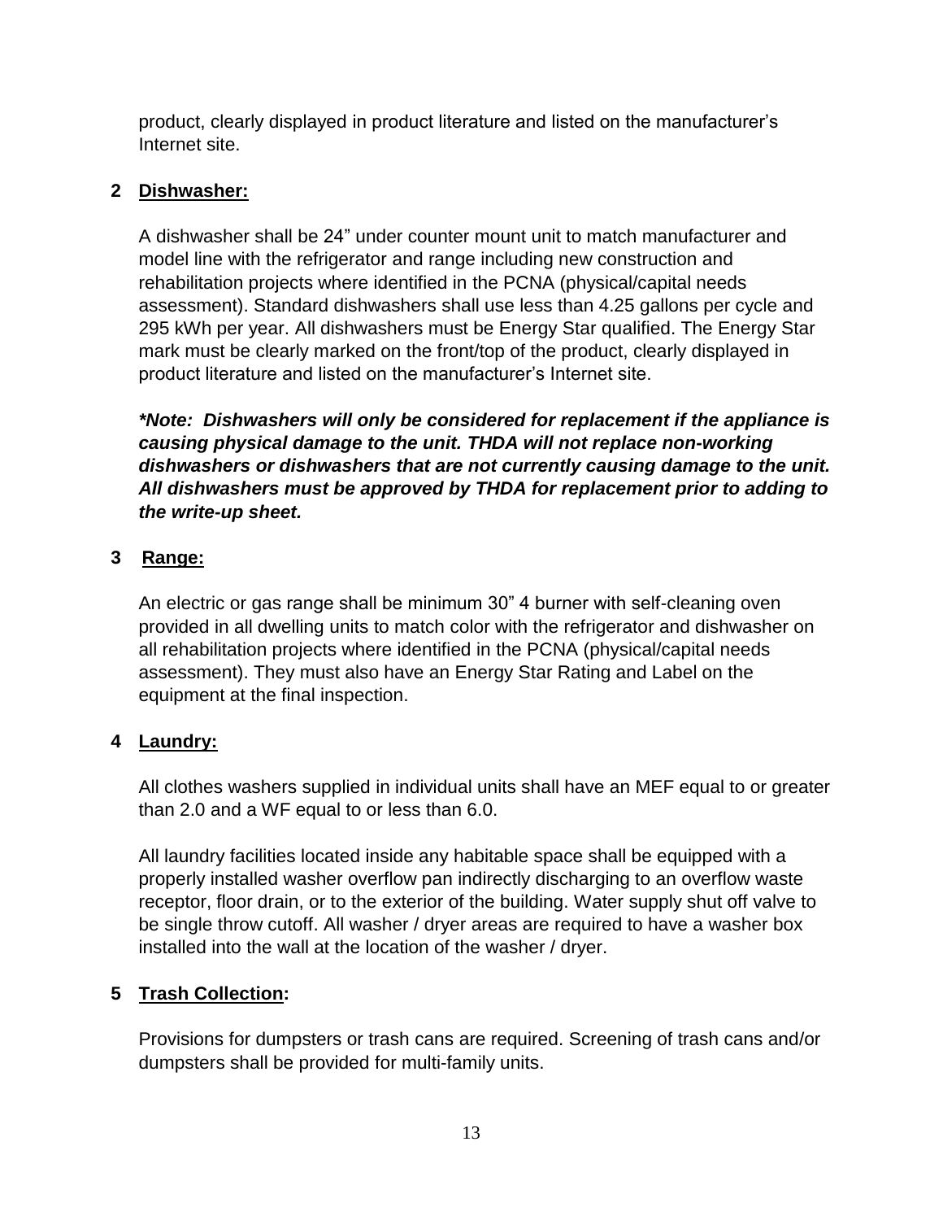product, clearly displayed in product literature and listed on the manufacturer's Internet site.

### 2 <u>Dishwasher:</u>

A dishwasher shall be 24" under counter mount unit to match manufacturer and model line with the refrigerator and range including new construction and rehabilitation projects where identified in the PCNA (physical/capital needs assessment). Standard dishwashers shall use less than 4.25 gallons per cycle and 295 kWh per year. All dishwashers must be Energy Star qualified. The Energy Star mark must be clearly marked on the front/top of the product, clearly displayed in product literature and listed on the manufacturer's Internet site.

***\*Note: Dishwashers will only be considered for replacement if the appliance is causing physical damage to the unit. THDA will not replace non-working dishwashers or dishwashers that are not currently causing damage to the unit. All dishwashers must be approved by THDA for replacement prior to adding to the write-up sheet.***

### 3 <u>Range:</u>

An electric or gas range shall be minimum 30" 4 burner with self-cleaning oven provided in all dwelling units to match color with the refrigerator and dishwasher on all rehabilitation projects where identified in the PCNA (physical/capital needs assessment). They must also have an Energy Star Rating and Label on the equipment at the final inspection.

### 4 <u>Laundry:</u>

All clothes washers supplied in individual units shall have an MEF equal to or greater than 2.0 and a WF equal to or less than 6.0.

All laundry facilities located inside any habitable space shall be equipped with a properly installed washer overflow pan indirectly discharging to an overflow waste receptor, floor drain, or to the exterior of the building. Water supply shut off valve to be single throw cutoff. All washer / dryer areas are required to have a washer box installed into the wall at the location of the washer / dryer.

### 5 <u>Trash Collection</u>:

Provisions for dumpsters or trash cans are required. Screening of trash cans and/or dumpsters shall be provided for multi-family units.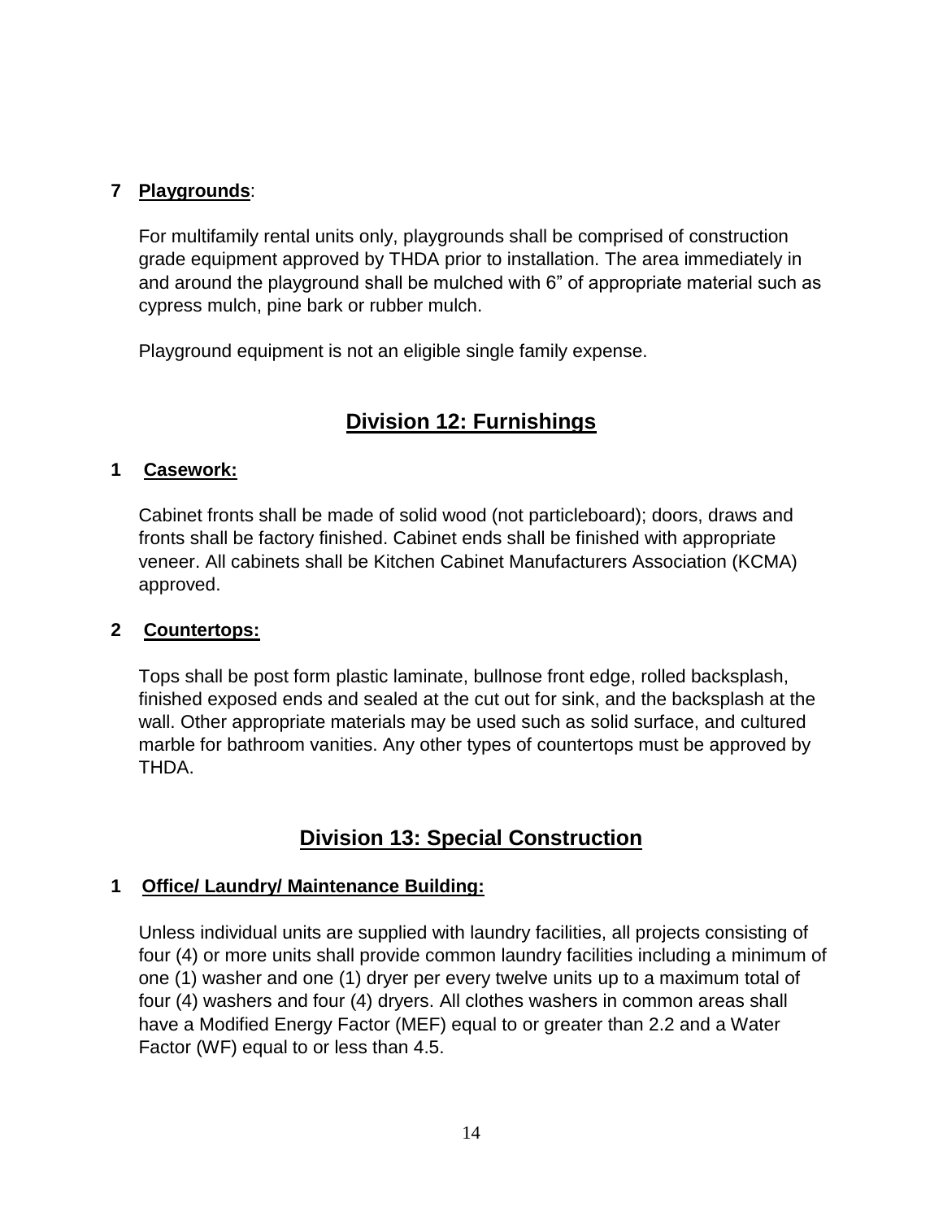**7 Playgrounds**:

For multifamily rental units only, playgrounds shall be comprised of construction grade equipment approved by THDA prior to installation. The area immediately in and around the playground shall be mulched with 6" of appropriate material such as cypress mulch, pine bark or rubber mulch.

Playground equipment is not an eligible single family expense.

## Division 12: Furnishings

**1 Casework:**

Cabinet fronts shall be made of solid wood (not particleboard); doors, draws and fronts shall be factory finished. Cabinet ends shall be finished with appropriate veneer. All cabinets shall be Kitchen Cabinet Manufacturers Association (KCMA) approved.

**2 Countertops:**

Tops shall be post form plastic laminate, bullnose front edge, rolled backsplash, finished exposed ends and sealed at the cut out for sink, and the backsplash at the wall. Other appropriate materials may be used such as solid surface, and cultured marble for bathroom vanities. Any other types of countertops must be approved by THDA.

## Division 13: Special Construction

**1 Office/ Laundry/ Maintenance Building:**

Unless individual units are supplied with laundry facilities, all projects consisting of four (4) or more units shall provide common laundry facilities including a minimum of one (1) washer and one (1) dryer per every twelve units up to a maximum total of four (4) washers and four (4) dryers. All clothes washers in common areas shall have a Modified Energy Factor (MEF) equal to or greater than 2.2 and a Water Factor (WF) equal to or less than 4.5.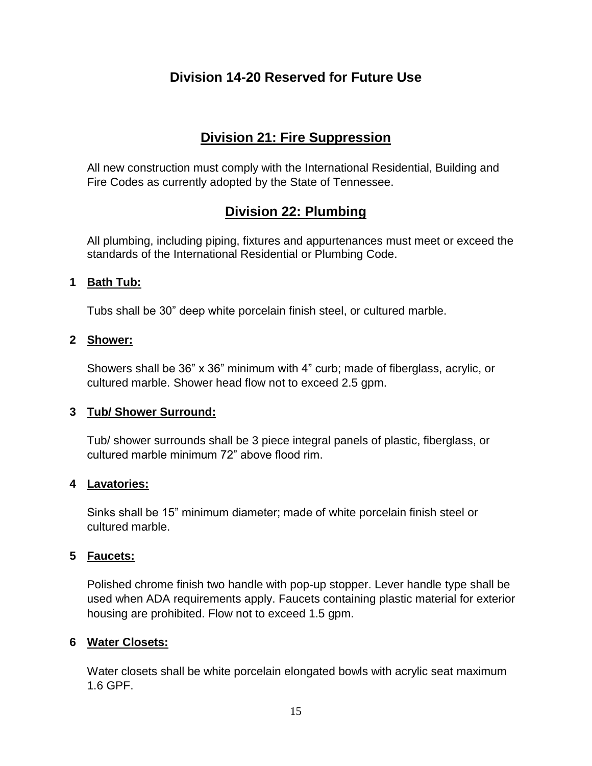## Division 14-20 Reserved for Future Use

## Division 21: Fire Suppression

All new construction must comply with the International Residential, Building and Fire Codes as currently adopted by the State of Tennessee.

## Division 22: Plumbing

All plumbing, including piping, fixtures and appurtenances must meet or exceed the standards of the International Residential or Plumbing Code.

**1 Bath Tub:**

Tubs shall be 30” deep white porcelain finish steel, or cultured marble.

**2 Shower:**

Showers shall be 36” x 36” minimum with 4” curb; made of fiberglass, acrylic, or cultured marble. Shower head flow not to exceed 2.5 gpm.

**3 Tub/ Shower Surround:**

Tub/ shower surrounds shall be 3 piece integral panels of plastic, fiberglass, or cultured marble minimum 72” above flood rim.

**4 Lavatories:**

Sinks shall be 15” minimum diameter; made of white porcelain finish steel or cultured marble.

**5 Faucets:**

Polished chrome finish two handle with pop-up stopper. Lever handle type shall be used when ADA requirements apply. Faucets containing plastic material for exterior housing are prohibited. Flow not to exceed 1.5 gpm.

**6 Water Closets:**

Water closets shall be white porcelain elongated bowls with acrylic seat maximum 1.6 GPF.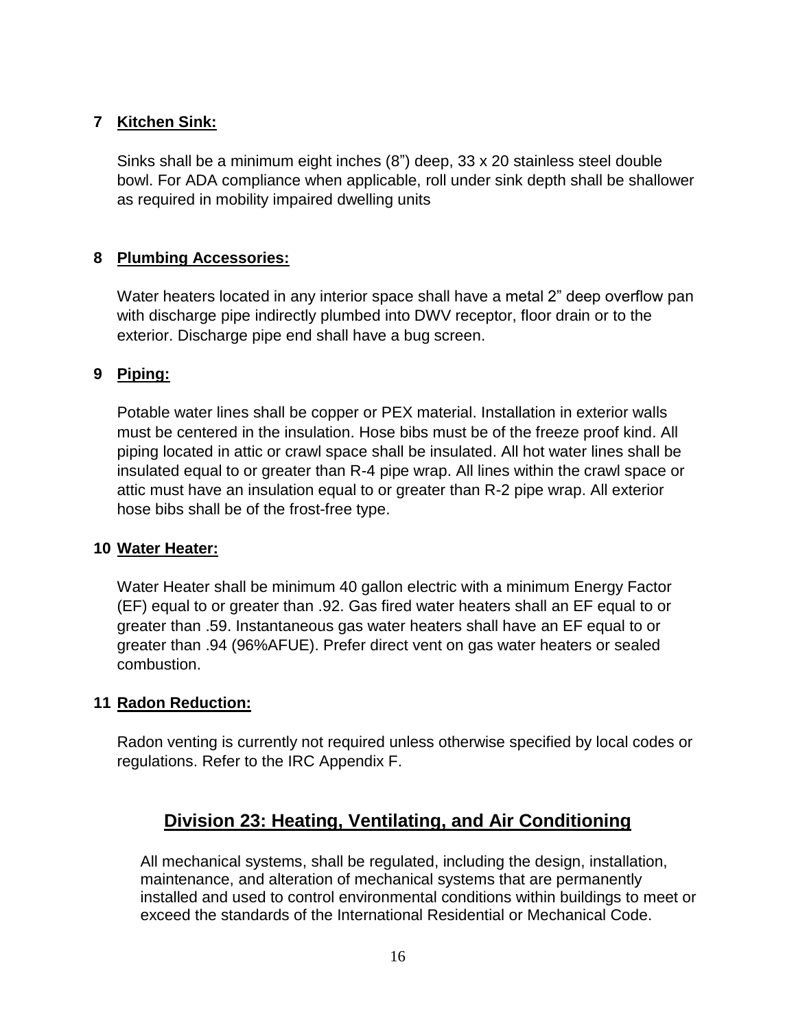**7 Kitchen Sink:**

Sinks shall be a minimum eight inches (8") deep, 33 x 20 stainless steel double bowl. For ADA compliance when applicable, roll under sink depth shall be shallower as required in mobility impaired dwelling units

**8 Plumbing Accessories:**

Water heaters located in any interior space shall have a metal 2" deep overflow pan with discharge pipe indirectly plumbed into DWV receptor, floor drain or to the exterior. Discharge pipe end shall have a bug screen.

**9 Piping:**

Potable water lines shall be copper or PEX material. Installation in exterior walls must be centered in the insulation. Hose bibs must be of the freeze proof kind. All piping located in attic or crawl space shall be insulated. All hot water lines shall be insulated equal to or greater than R-4 pipe wrap. All lines within the crawl space or attic must have an insulation equal to or greater than R-2 pipe wrap. All exterior hose bibs shall be of the frost-free type.

**10 Water Heater:**

Water Heater shall be minimum 40 gallon electric with a minimum Energy Factor (EF) equal to or greater than .92. Gas fired water heaters shall an EF equal to or greater than .59. Instantaneous gas water heaters shall have an EF equal to or greater than .94 (96%AFUE). Prefer direct vent on gas water heaters or sealed combustion.

**11 Radon Reduction:**

Radon venting is currently not required unless otherwise specified by local codes or regulations. Refer to the IRC Appendix F.

## Division 23: Heating, Ventilating, and Air Conditioning

All mechanical systems, shall be regulated, including the design, installation, maintenance, and alteration of mechanical systems that are permanently installed and used to control environmental conditions within buildings to meet or exceed the standards of the International Residential or Mechanical Code.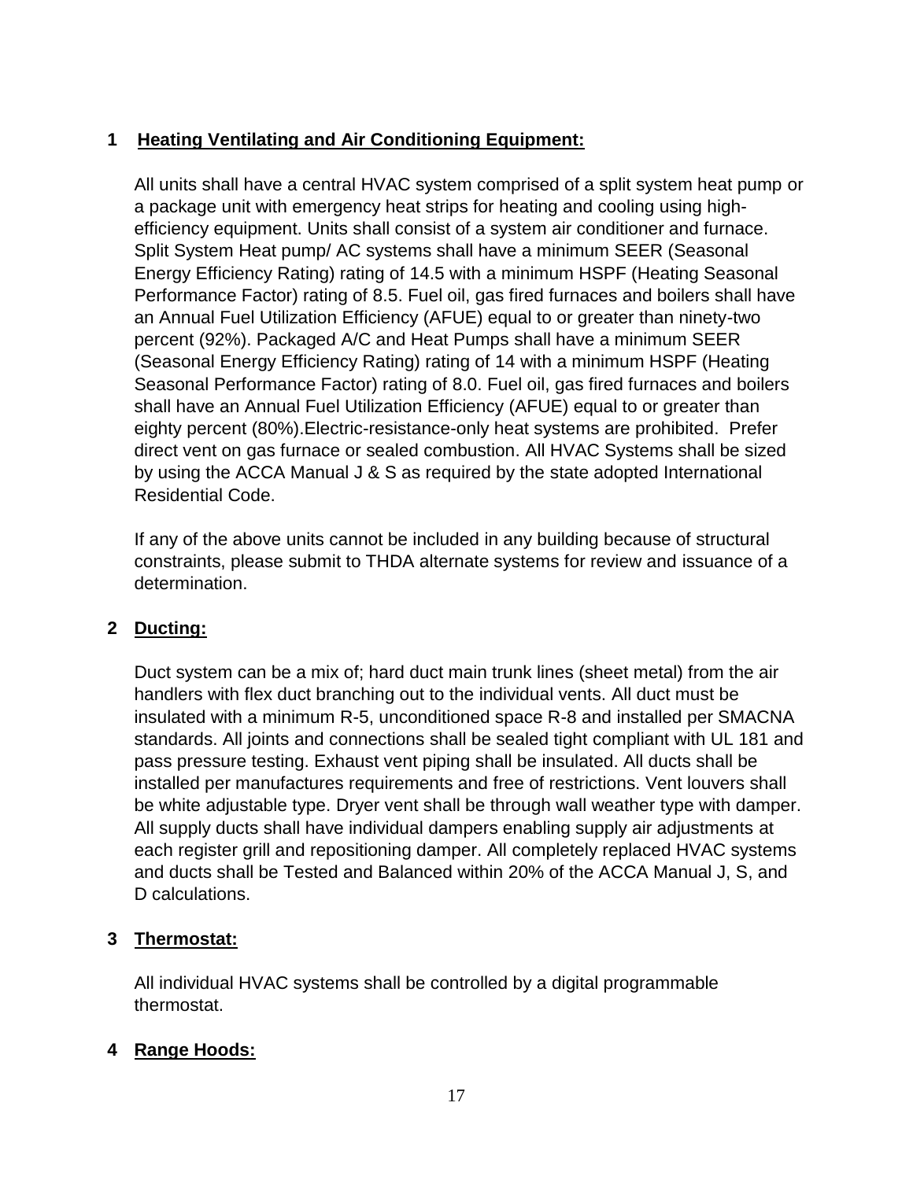## 1 Heating Ventilating and Air Conditioning Equipment:

All units shall have a central HVAC system comprised of a split system heat pump or a package unit with emergency heat strips for heating and cooling using high-efficiency equipment. Units shall consist of a system air conditioner and furnace. Split System Heat pump/ AC systems shall have a minimum SEER (Seasonal Energy Efficiency Rating) rating of 14.5 with a minimum HSPF (Heating Seasonal Performance Factor) rating of 8.5. Fuel oil, gas fired furnaces and boilers shall have an Annual Fuel Utilization Efficiency (AFUE) equal to or greater than ninety-two percent (92%). Packaged A/C and Heat Pumps shall have a minimum SEER (Seasonal Energy Efficiency Rating) rating of 14 with a minimum HSPF (Heating Seasonal Performance Factor) rating of 8.0. Fuel oil, gas fired furnaces and boilers shall have an Annual Fuel Utilization Efficiency (AFUE) equal to or greater than eighty percent (80%).Electric-resistance-only heat systems are prohibited. Prefer direct vent on gas furnace or sealed combustion. All HVAC Systems shall be sized by using the ACCA Manual J & S as required by the state adopted International Residential Code.

If any of the above units cannot be included in any building because of structural constraints, please submit to THDA alternate systems for review and issuance of a determination.

## 2 Ducting:

Duct system can be a mix of; hard duct main trunk lines (sheet metal) from the air handlers with flex duct branching out to the individual vents. All duct must be insulated with a minimum R-5, unconditioned space R-8 and installed per SMACNA standards. All joints and connections shall be sealed tight compliant with UL 181 and pass pressure testing. Exhaust vent piping shall be insulated. All ducts shall be installed per manufactures requirements and free of restrictions. Vent louvers shall be white adjustable type. Dryer vent shall be through wall weather type with damper. All supply ducts shall have individual dampers enabling supply air adjustments at each register grill and repositioning damper. All completely replaced HVAC systems and ducts shall be Tested and Balanced within 20% of the ACCA Manual J, S, and D calculations.

## 3 Thermostat:

All individual HVAC systems shall be controlled by a digital programmable thermostat.

## 4 Range Hoods: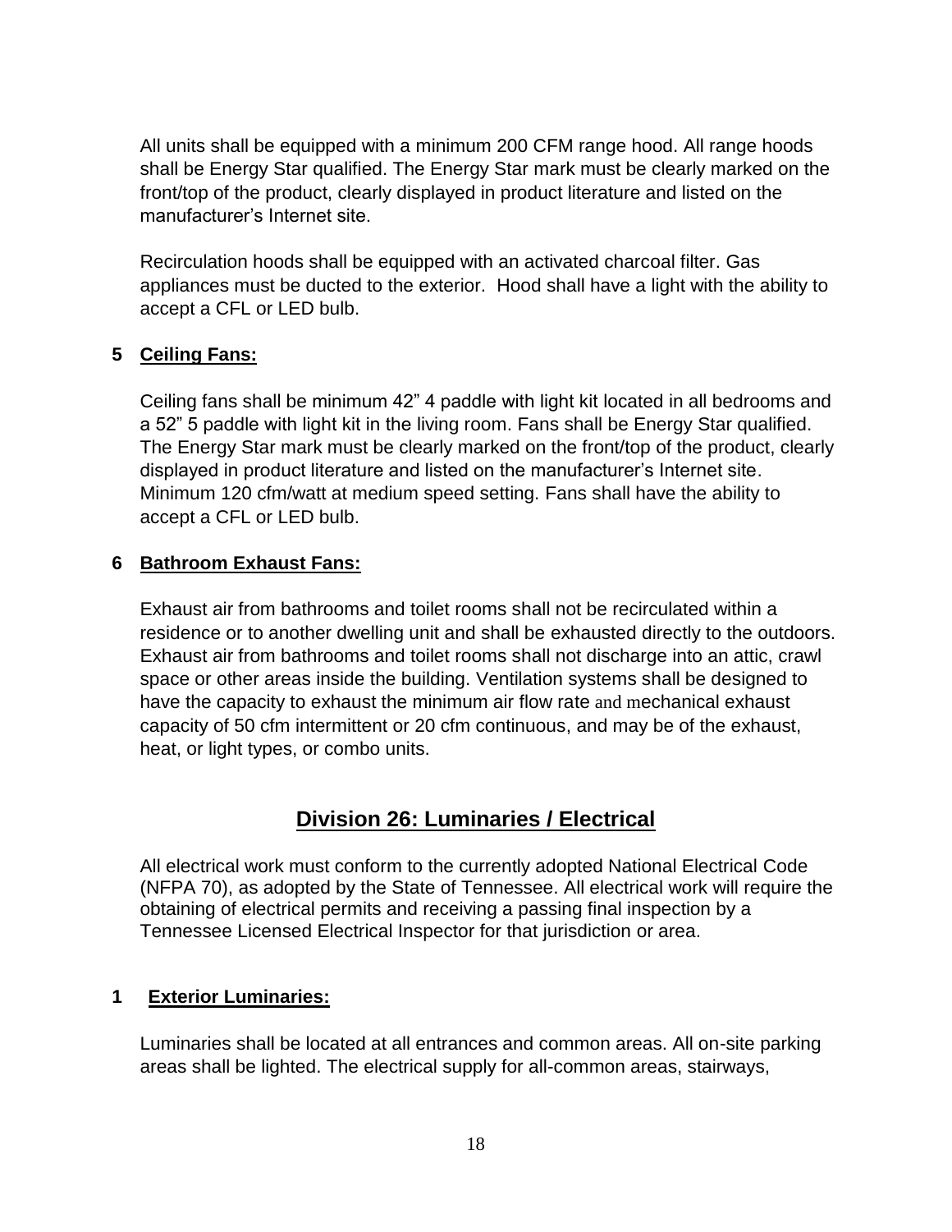All units shall be equipped with a minimum 200 CFM range hood. All range hoods shall be Energy Star qualified. The Energy Star mark must be clearly marked on the front/top of the product, clearly displayed in product literature and listed on the manufacturer's Internet site.

Recirculation hoods shall be equipped with an activated charcoal filter. Gas appliances must be ducted to the exterior. Hood shall have a light with the ability to accept a CFL or LED bulb.

**5 Ceiling Fans:**

Ceiling fans shall be minimum 42" 4 paddle with light kit located in all bedrooms and a 52" 5 paddle with light kit in the living room. Fans shall be Energy Star qualified. The Energy Star mark must be clearly marked on the front/top of the product, clearly displayed in product literature and listed on the manufacturer's Internet site. Minimum 120 cfm/watt at medium speed setting. Fans shall have the ability to accept a CFL or LED bulb.

**6 Bathroom Exhaust Fans:**

Exhaust air from bathrooms and toilet rooms shall not be recirculated within a residence or to another dwelling unit and shall be exhausted directly to the outdoors. Exhaust air from bathrooms and toilet rooms shall not discharge into an attic, crawl space or other areas inside the building. Ventilation systems shall be designed to have the capacity to exhaust the minimum air flow rate and mechanical exhaust capacity of 50 cfm intermittent or 20 cfm continuous, and may be of the exhaust, heat, or light types, or combo units.

## Division 26: Luminaries / Electrical

All electrical work must conform to the currently adopted National Electrical Code (NFPA 70), as adopted by the State of Tennessee. All electrical work will require the obtaining of electrical permits and receiving a passing final inspection by a Tennessee Licensed Electrical Inspector for that jurisdiction or area.

**1 Exterior Luminaries:**

Luminaries shall be located at all entrances and common areas. All on-site parking areas shall be lighted. The electrical supply for all-common areas, stairways,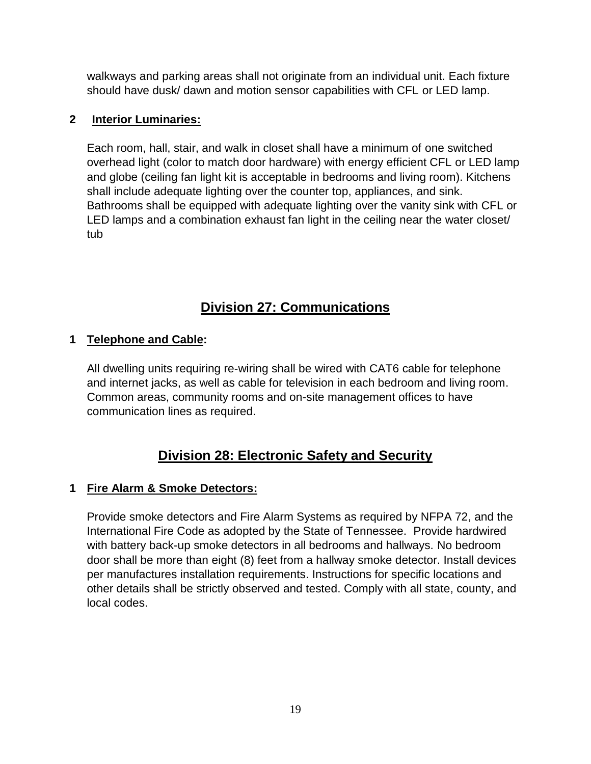walkways and parking areas shall not originate from an individual unit. Each fixture should have dusk/ dawn and motion sensor capabilities with CFL or LED lamp.

**2 Interior Luminaries:**

Each room, hall, stair, and walk in closet shall have a minimum of one switched overhead light (color to match door hardware) with energy efficient CFL or LED lamp and globe (ceiling fan light kit is acceptable in bedrooms and living room). Kitchens shall include adequate lighting over the counter top, appliances, and sink. Bathrooms shall be equipped with adequate lighting over the vanity sink with CFL or LED lamps and a combination exhaust fan light in the ceiling near the water closet/ tub

## Division 27: Communications

**1 Telephone and Cable:**

All dwelling units requiring re-wiring shall be wired with CAT6 cable for telephone and internet jacks, as well as cable for television in each bedroom and living room. Common areas, community rooms and on-site management offices to have communication lines as required.

## Division 28: Electronic Safety and Security

**1 Fire Alarm & Smoke Detectors:**

Provide smoke detectors and Fire Alarm Systems as required by NFPA 72, and the International Fire Code as adopted by the State of Tennessee. Provide hardwired with battery back-up smoke detectors in all bedrooms and hallways. No bedroom door shall be more than eight (8) feet from a hallway smoke detector. Install devices per manufactures installation requirements. Instructions for specific locations and other details shall be strictly observed and tested. Comply with all state, county, and local codes.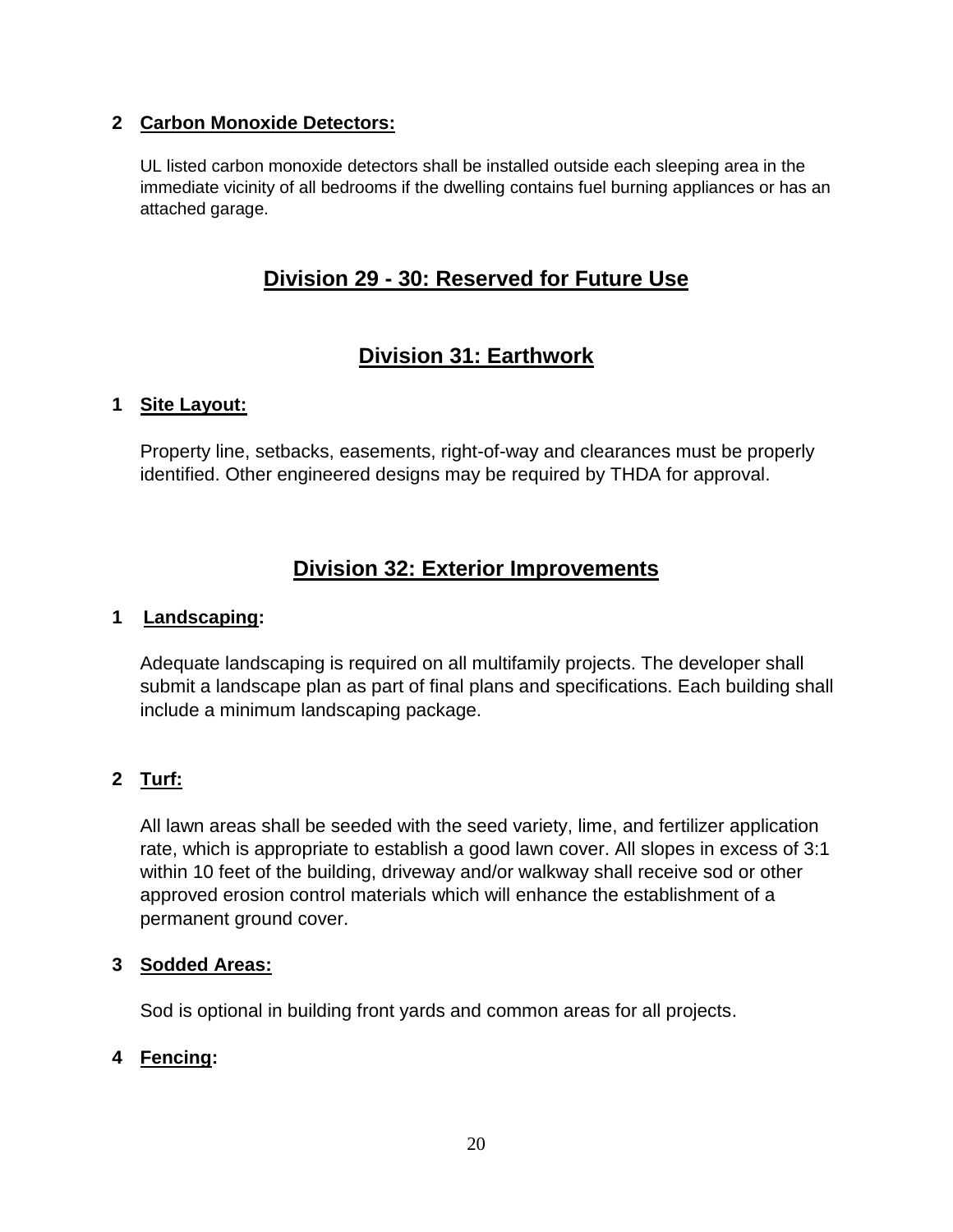**2 Carbon Monoxide Detectors:**

UL listed carbon monoxide detectors shall be installed outside each sleeping area in the immediate vicinity of all bedrooms if the dwelling contains fuel burning appliances or has an attached garage.

## Division 29 - 30: Reserved for Future Use

## Division 31: Earthwork

**1 Site Layout:**

Property line, setbacks, easements, right-of-way and clearances must be properly identified. Other engineered designs may be required by THDA for approval.

## Division 32: Exterior Improvements

**1 Landscaping:**

Adequate landscaping is required on all multifamily projects. The developer shall submit a landscape plan as part of final plans and specifications. Each building shall include a minimum landscaping package.

**2 Turf:**

All lawn areas shall be seeded with the seed variety, lime, and fertilizer application rate, which is appropriate to establish a good lawn cover. All slopes in excess of 3:1 within 10 feet of the building, driveway and/or walkway shall receive sod or other approved erosion control materials which will enhance the establishment of a permanent ground cover.

**3 Sodded Areas:**

Sod is optional in building front yards and common areas for all projects.

**4 Fencing:**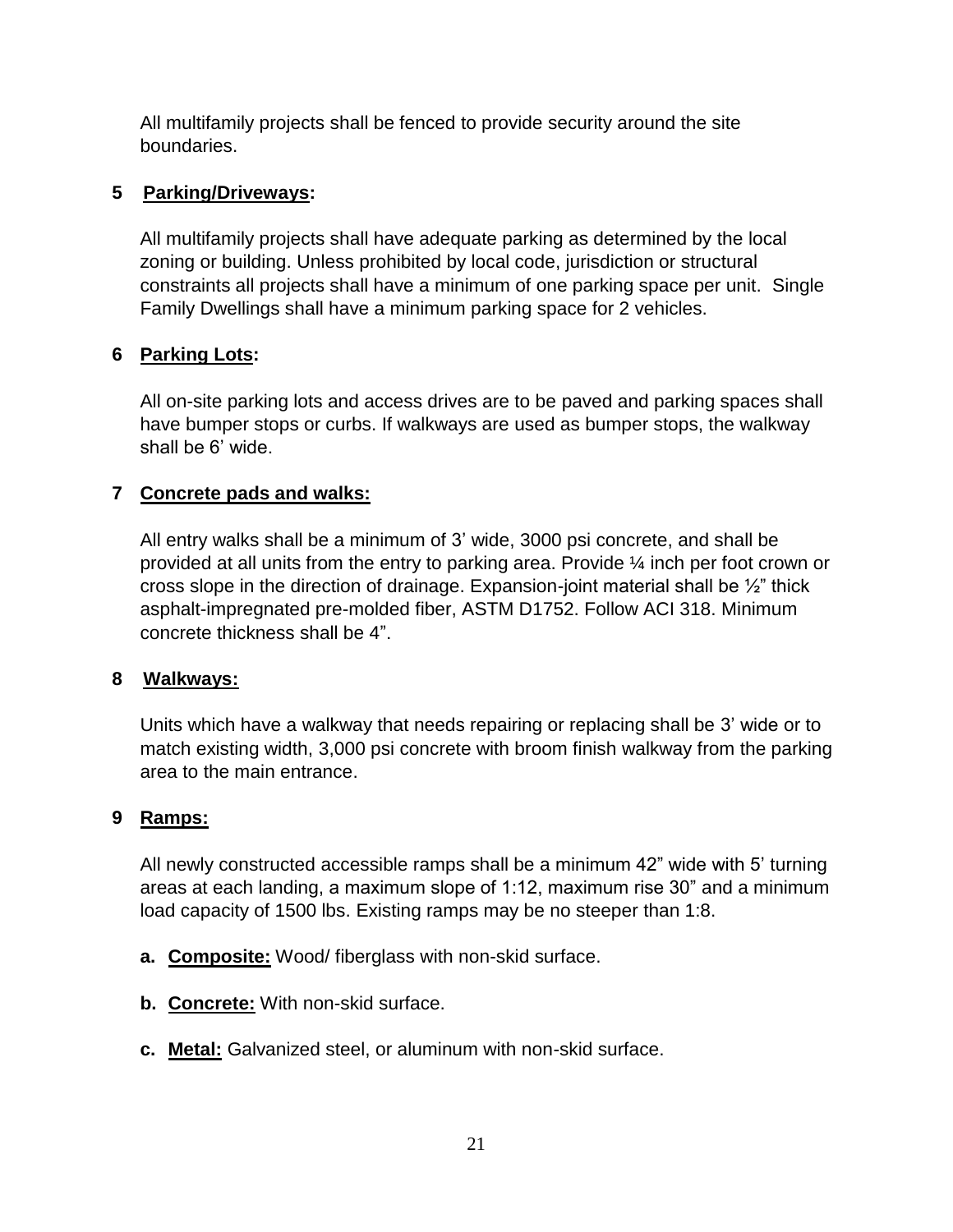All multifamily projects shall be fenced to provide security around the site boundaries.

## 5 Parking/Driveways:

All multifamily projects shall have adequate parking as determined by the local zoning or building. Unless prohibited by local code, jurisdiction or structural constraints all projects shall have a minimum of one parking space per unit. Single Family Dwellings shall have a minimum parking space for 2 vehicles.

## 6 Parking Lots:

All on-site parking lots and access drives are to be paved and parking spaces shall have bumper stops or curbs. If walkways are used as bumper stops, the walkway shall be 6' wide.

## 7 Concrete pads and walks:

All entry walks shall be a minimum of 3' wide, 3000 psi concrete, and shall be provided at all units from the entry to parking area. Provide ¼ inch per foot crown or cross slope in the direction of drainage. Expansion-joint material shall be ½" thick asphalt-impregnated pre-molded fiber, ASTM D1752. Follow ACI 318. Minimum concrete thickness shall be 4".

## 8 Walkways:

Units which have a walkway that needs repairing or replacing shall be 3' wide or to match existing width, 3,000 psi concrete with broom finish walkway from the parking area to the main entrance.

## 9 Ramps:

All newly constructed accessible ramps shall be a minimum 42" wide with 5' turning areas at each landing, a maximum slope of 1:12, maximum rise 30" and a minimum load capacity of 1500 lbs. Existing ramps may be no steeper than 1:8.

- **a. Composite:** Wood/ fiberglass with non-skid surface.
- **b. Concrete:** With non-skid surface.
- **c. Metal:** Galvanized steel, or aluminum with non-skid surface.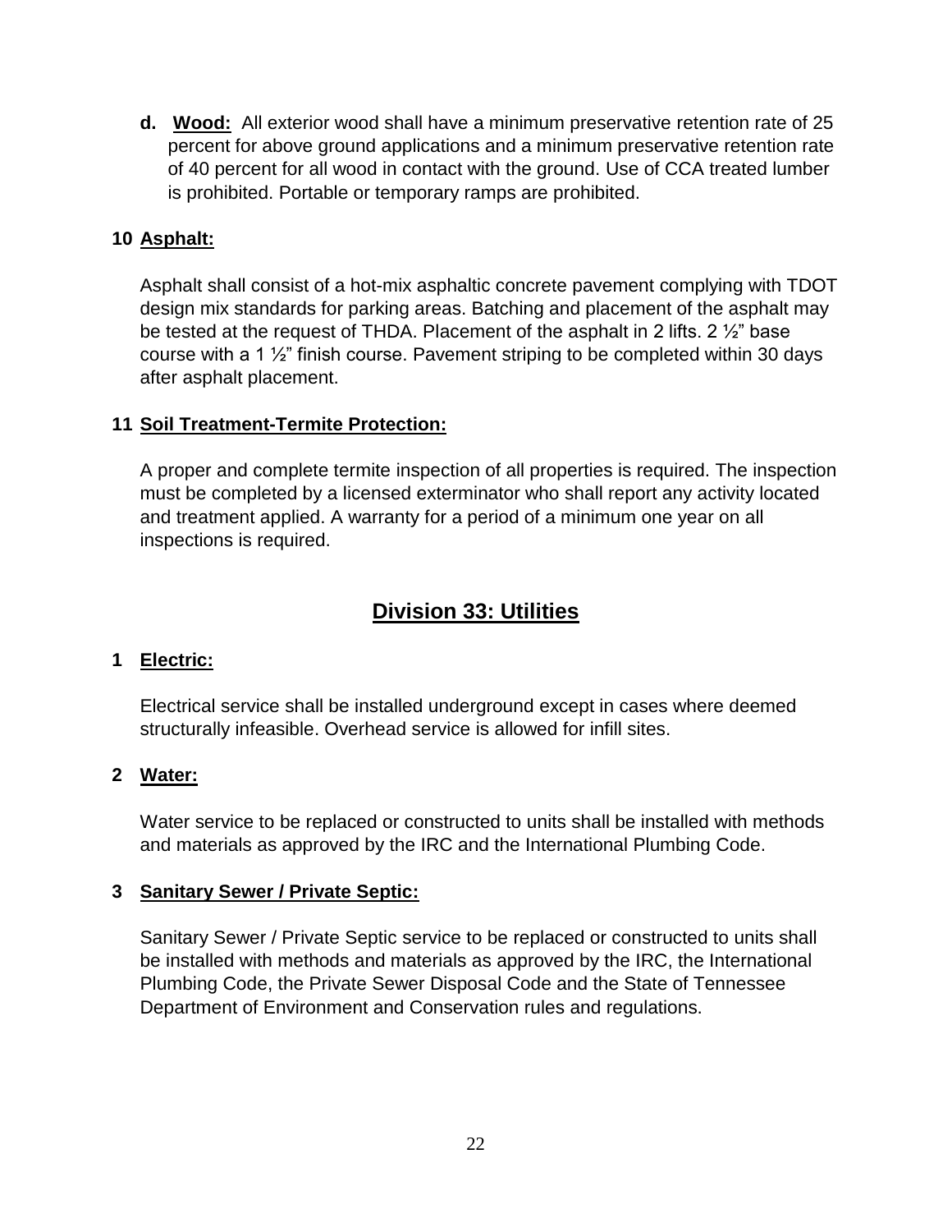**d.** **Wood:** All exterior wood shall have a minimum preservative retention rate of 25 percent for above ground applications and a minimum preservative retention rate of 40 percent for all wood in contact with the ground. Use of CCA treated lumber is prohibited. Portable or temporary ramps are prohibited.

**10 Asphalt:**

Asphalt shall consist of a hot-mix asphaltic concrete pavement complying with TDOT design mix standards for parking areas. Batching and placement of the asphalt may be tested at the request of THDA. Placement of the asphalt in 2 lifts. 2 ½" base course with a 1 ½" finish course. Pavement striping to be completed within 30 days after asphalt placement.

**11 Soil Treatment-Termite Protection:**

A proper and complete termite inspection of all properties is required. The inspection must be completed by a licensed exterminator who shall report any activity located and treatment applied. A warranty for a period of a minimum one year on all inspections is required.

## Division 33: Utilities

**1 Electric:**

Electrical service shall be installed underground except in cases where deemed structurally infeasible. Overhead service is allowed for infill sites.

**2 Water:**

Water service to be replaced or constructed to units shall be installed with methods and materials as approved by the IRC and the International Plumbing Code.

**3 Sanitary Sewer / Private Septic:**

Sanitary Sewer / Private Septic service to be replaced or constructed to units shall be installed with methods and materials as approved by the IRC, the International Plumbing Code, the Private Sewer Disposal Code and the State of Tennessee Department of Environment and Conservation rules and regulations.